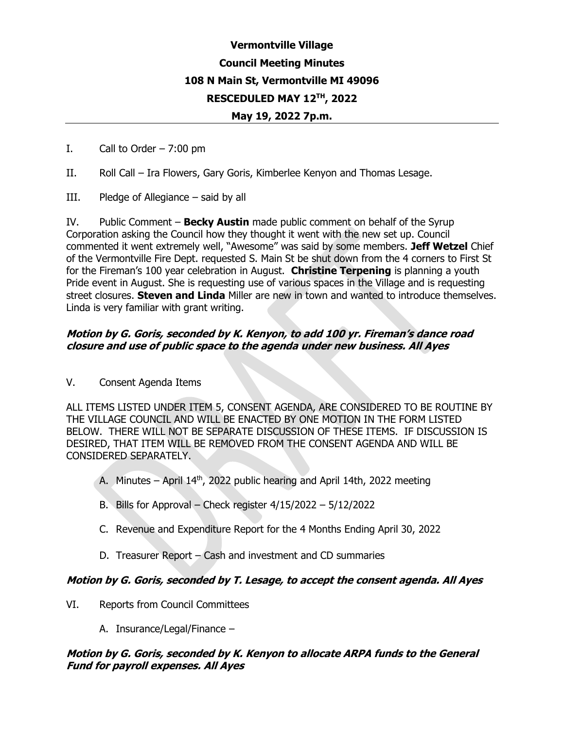# Vermontville Village

## Council Meeting Minutes

### 108 N Main St, Vermontville MI 49096

### RESCEDULED MAY 12TH, 2022

### May 19, 2022 7p.m.

I. Call to Order – 7:00 pm

II. Roll Call – Ira Flowers, Gary Goris, Kimberlee Kenyon and Thomas Lesage.

III. Pledge of Allegiance – said by all

IV. Public Comment – **Becky Austin** made public comment on behalf of the Syrup Corporation asking the Council how they thought it went with the new set up. Council commented it went extremely well, "Awesome" was said by some members. **Jeff Wetzel** Chief of the Vermontville Fire Dept. requested S. Main St be shut down from the 4 corners to First St for the Fireman's 100 year celebration in August. **Christine Terpening** is planning a youth Pride event in August. She is requesting use of various spaces in the Village and is requesting street closures. **Steven and Linda** Miller are new in town and wanted to introduce themselves. Linda is very familiar with grant writing.

***Motion by G. Goris, seconded by K. Kenyon, to add 100 yr. Fireman's dance road closure and use of public space to the agenda under new business. All Ayes***

V. Consent Agenda Items

ALL ITEMS LISTED UNDER ITEM 5, CONSENT AGENDA, ARE CONSIDERED TO BE ROUTINE BY THE VILLAGE COUNCIL AND WILL BE ENACTED BY ONE MOTION IN THE FORM LISTED BELOW. THERE WILL NOT BE SEPARATE DISCUSSION OF THESE ITEMS. IF DISCUSSION IS DESIRED, THAT ITEM WILL BE REMOVED FROM THE CONSENT AGENDA AND WILL BE CONSIDERED SEPARATELY.

A. Minutes – April 14th, 2022 public hearing and April 14th, 2022 meeting

B. Bills for Approval – Check register 4/15/2022 – 5/12/2022

C. Revenue and Expenditure Report for the 4 Months Ending April 30, 2022

D. Treasurer Report – Cash and investment and CD summaries

***Motion by G. Goris, seconded by T. Lesage, to accept the consent agenda. All Ayes***

VI. Reports from Council Committees

A. Insurance/Legal/Finance –

***Motion by G. Goris, seconded by K. Kenyon to allocate ARPA funds to the General Fund for payroll expenses. All Ayes***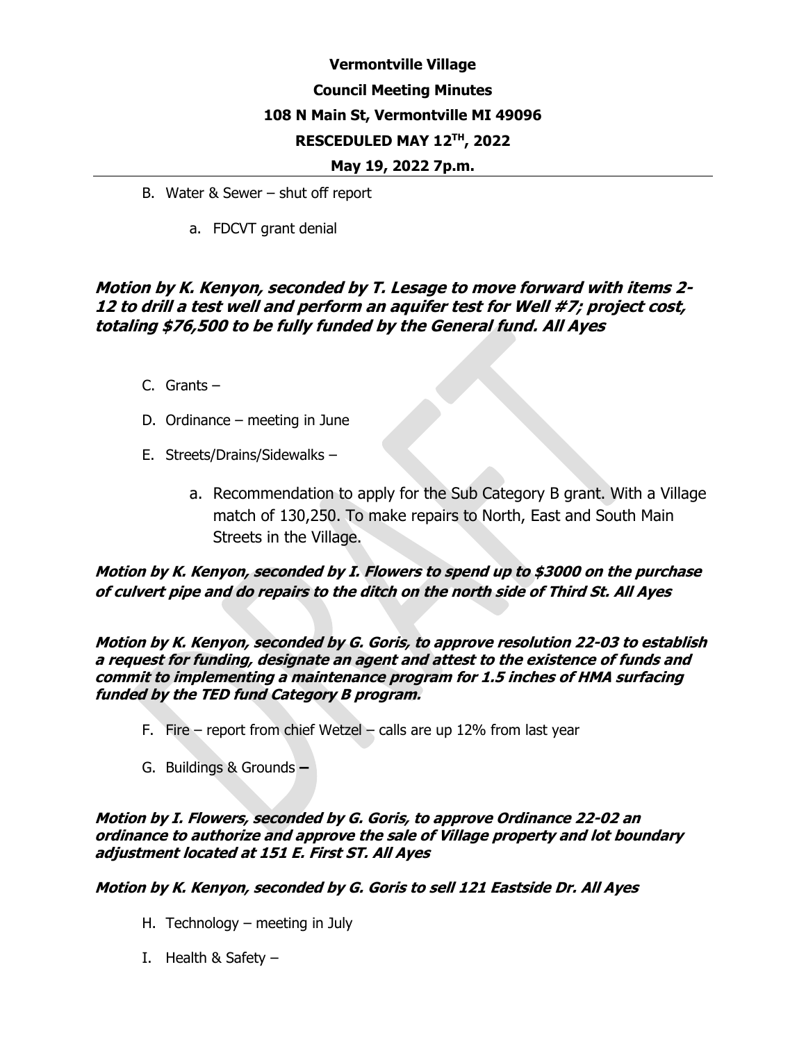- B. Water & Sewer – shut off report
  - a. FDCVT grant denial

***Motion by K. Kenyon, seconded by T. Lesage to move forward with items 2-12 to drill a test well and perform an aquifer test for Well #7; project cost, totaling $76,500 to be fully funded by the General fund. All Ayes***

- C. Grants –
- D. Ordinance – meeting in June
- E. Streets/Drains/Sidewalks –
  - a. Recommendation to apply for the Sub Category B grant. With a Village match of 130,250. To make repairs to North, East and South Main Streets in the Village.

***Motion by K. Kenyon, seconded by I. Flowers to spend up to $3000 on the purchase of culvert pipe and do repairs to the ditch on the north side of Third St. All Ayes***

***Motion by K. Kenyon, seconded by G. Goris, to approve resolution 22-03 to establish a request for funding, designate an agent and attest to the existence of funds and commit to implementing a maintenance program for 1.5 inches of HMA surfacing funded by the TED fund Category B program.***

- F. Fire – report from chief Wetzel – calls are up 12% from last year
- G. Buildings & Grounds **–**

***Motion by I. Flowers, seconded by G. Goris, to approve Ordinance 22-02 an ordinance to authorize and approve the sale of Village property and lot boundary adjustment located at 151 E. First ST. All Ayes***

***Motion by K. Kenyon, seconded by G. Goris to sell 121 Eastside Dr. All Ayes***

- H. Technology – meeting in July
- I. Health & Safety –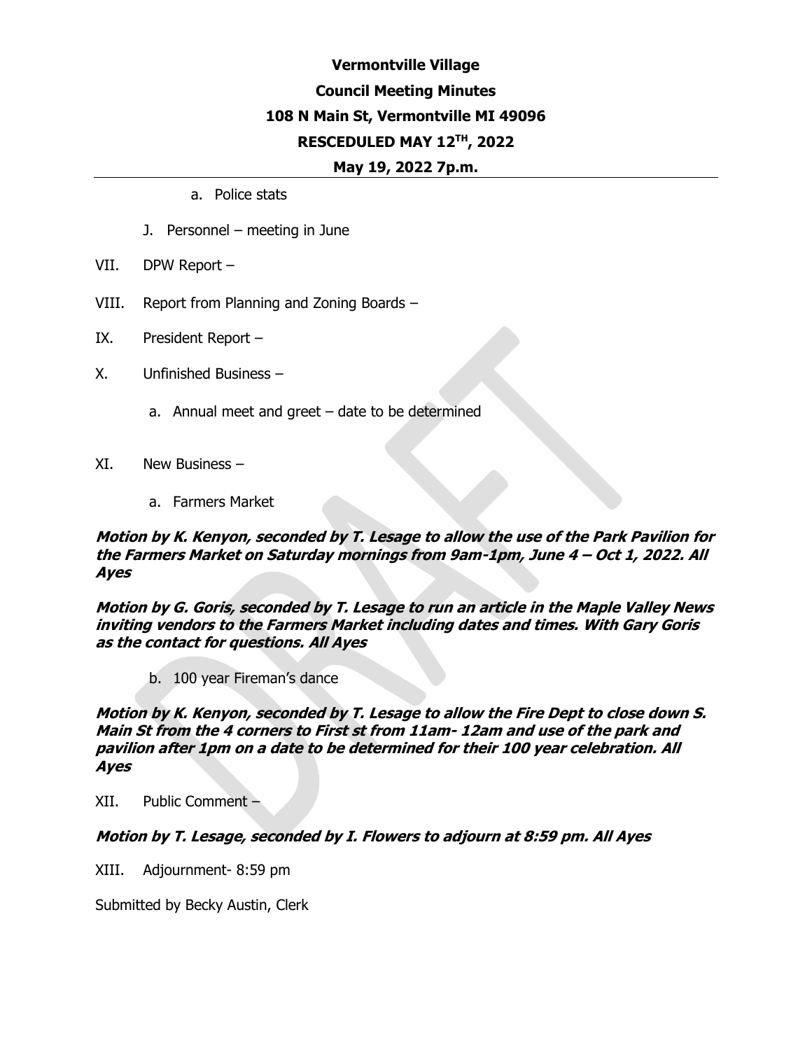**Vermontville Village**

**Council Meeting Minutes**

**108 N Main St, Vermontville MI 49096**

**RESCEDULED MAY 12TH, 2022**

**May 19, 2022 7p.m.**

a. Police stats

J. Personnel – meeting in June

VII. DPW Report –

VIII. Report from Planning and Zoning Boards –

IX. President Report –

X. Unfinished Business –

a. Annual meet and greet – date to be determined

XI. New Business –

a. Farmers Market

***Motion by K. Kenyon, seconded by T. Lesage to allow the use of the Park Pavilion for the Farmers Market on Saturday mornings from 9am-1pm, June 4 – Oct 1, 2022. All Ayes***

***Motion by G. Goris, seconded by T. Lesage to run an article in the Maple Valley News inviting vendors to the Farmers Market including dates and times. With Gary Goris as the contact for questions. All Ayes***

b. 100 year Fireman's dance

***Motion by K. Kenyon, seconded by T. Lesage to allow the Fire Dept to close down S. Main St from the 4 corners to First st from 11am- 12am and use of the park and pavilion after 1pm on a date to be determined for their 100 year celebration. All Ayes***

XII. Public Comment –

***Motion by T. Lesage, seconded by I. Flowers to adjourn at 8:59 pm. All Ayes***

XIII. Adjournment- 8:59 pm

Submitted by Becky Austin, Clerk